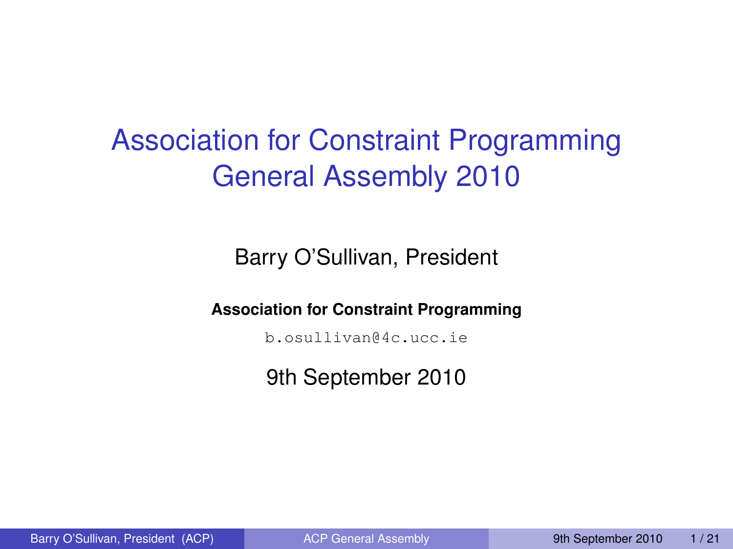# Association for Constraint Programming General Assembly 2010

Barry O'Sullivan, President

**Association for Constraint Programming**

b.osullivan@4c.ucc.ie

9th September 2010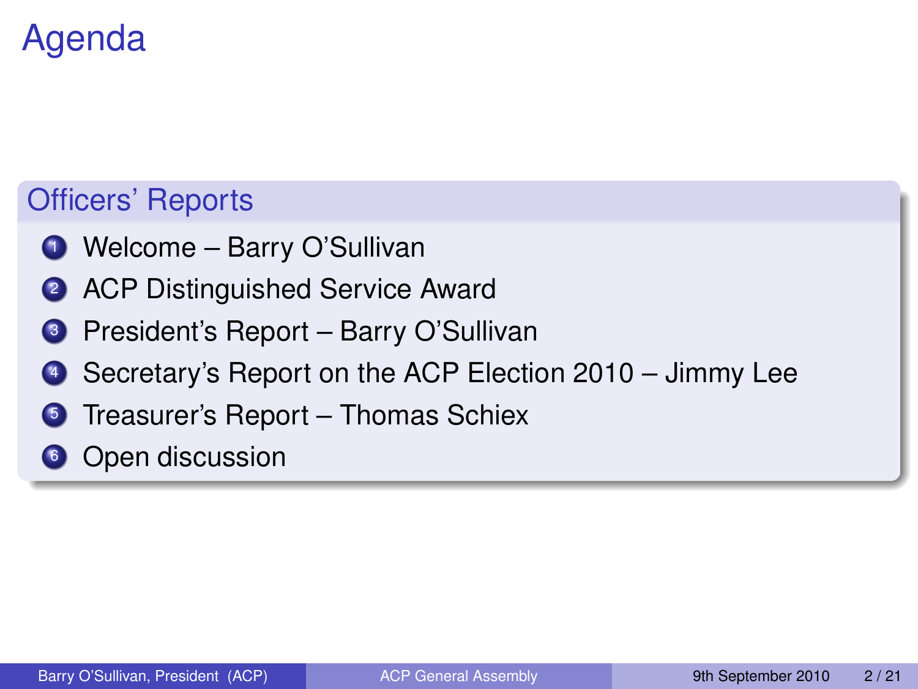# Agenda

## Officers' Reports

1. Welcome – Barry O'Sullivan
2. ACP Distinguished Service Award
3. President's Report – Barry O'Sullivan
4. Secretary's Report on the ACP Election 2010 – Jimmy Lee
5. Treasurer's Report – Thomas Schiex
6. Open discussion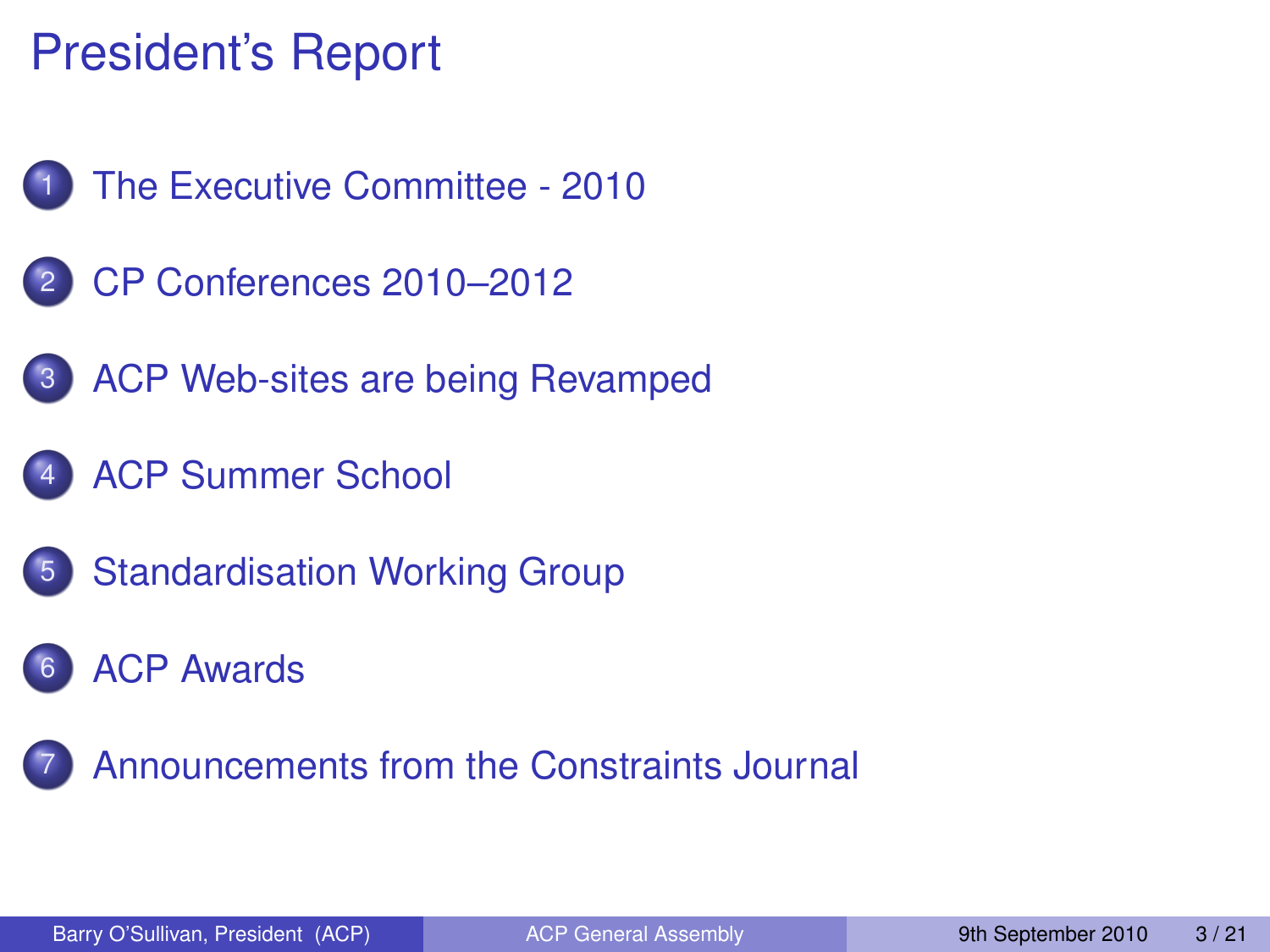# President's Report

1. The Executive Committee - 2010
2. CP Conferences 2010–2012
3. ACP Web-sites are being Revamped
4. ACP Summer School
5. Standardisation Working Group
6. ACP Awards
7. Announcements from the Constraints Journal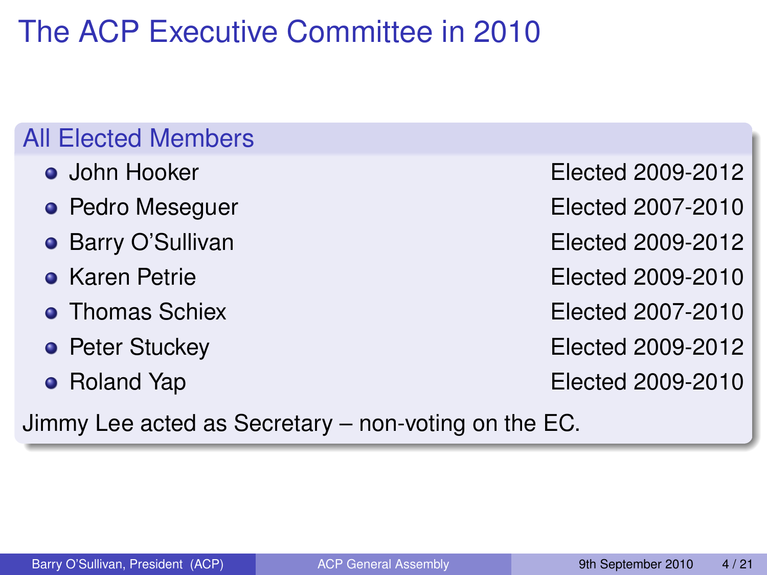# The ACP Executive Committee in 2010

## All Elected Members

- John Hooker — Elected 2009-2012
- Pedro Meseguer — Elected 2007-2010
- Barry O'Sullivan — Elected 2009-2012
- Karen Petrie — Elected 2009-2010
- Thomas Schiex — Elected 2007-2010
- Peter Stuckey — Elected 2009-2012
- Roland Yap — Elected 2009-2010

Jimmy Lee acted as Secretary – non-voting on the EC.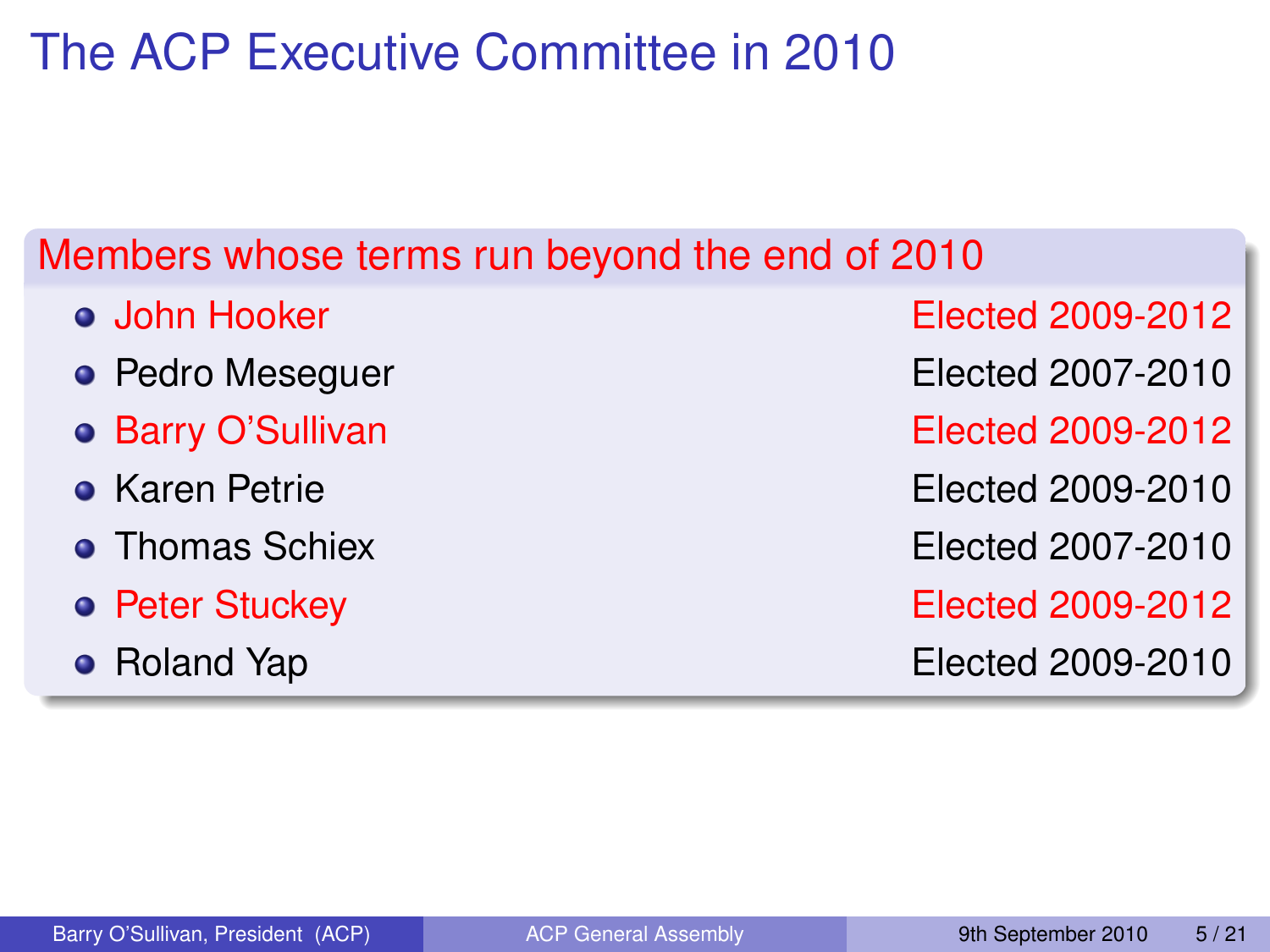# The ACP Executive Committee in 2010

## Members whose terms run beyond the end of 2010

- John Hooker — Elected 2009-2012
- Pedro Meseguer — Elected 2007-2010
- Barry O'Sullivan — Elected 2009-2012
- Karen Petrie — Elected 2009-2010
- Thomas Schiex — Elected 2007-2010
- Peter Stuckey — Elected 2009-2012
- Roland Yap — Elected 2009-2010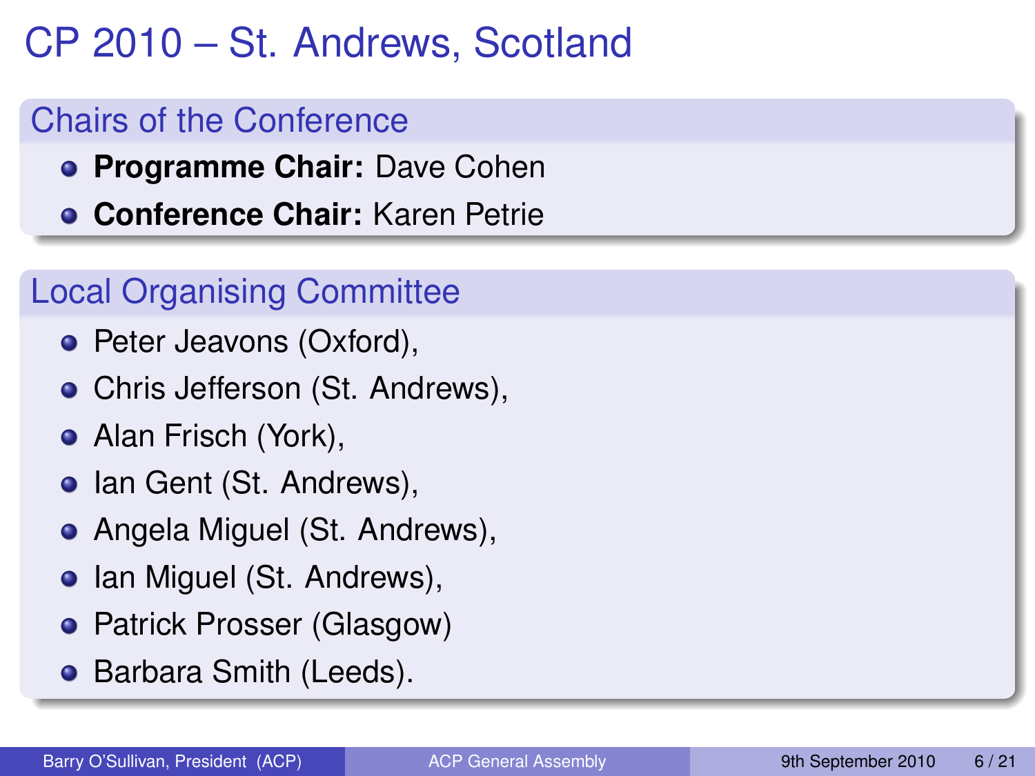# CP 2010 – St. Andrews, Scotland

## Chairs of the Conference

- **Programme Chair:** Dave Cohen
- **Conference Chair:** Karen Petrie

## Local Organising Committee

- Peter Jeavons (Oxford),
- Chris Jefferson (St. Andrews),
- Alan Frisch (York),
- Ian Gent (St. Andrews),
- Angela Miguel (St. Andrews),
- Ian Miguel (St. Andrews),
- Patrick Prosser (Glasgow)
- Barbara Smith (Leeds).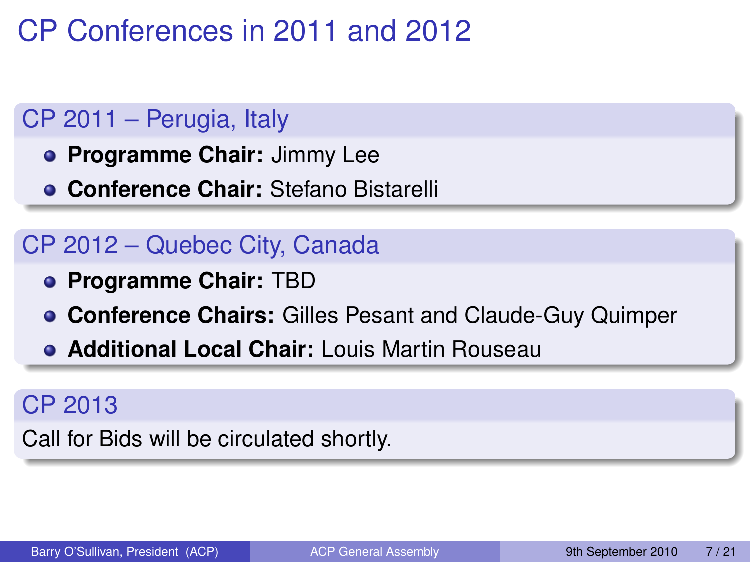# CP Conferences in 2011 and 2012

## CP 2011 – Perugia, Italy

- **Programme Chair:** Jimmy Lee
- **Conference Chair:** Stefano Bistarelli

## CP 2012 – Quebec City, Canada

- **Programme Chair:** TBD
- **Conference Chairs:** Gilles Pesant and Claude-Guy Quimper
- **Additional Local Chair:** Louis Martin Rouseau

## CP 2013

Call for Bids will be circulated shortly.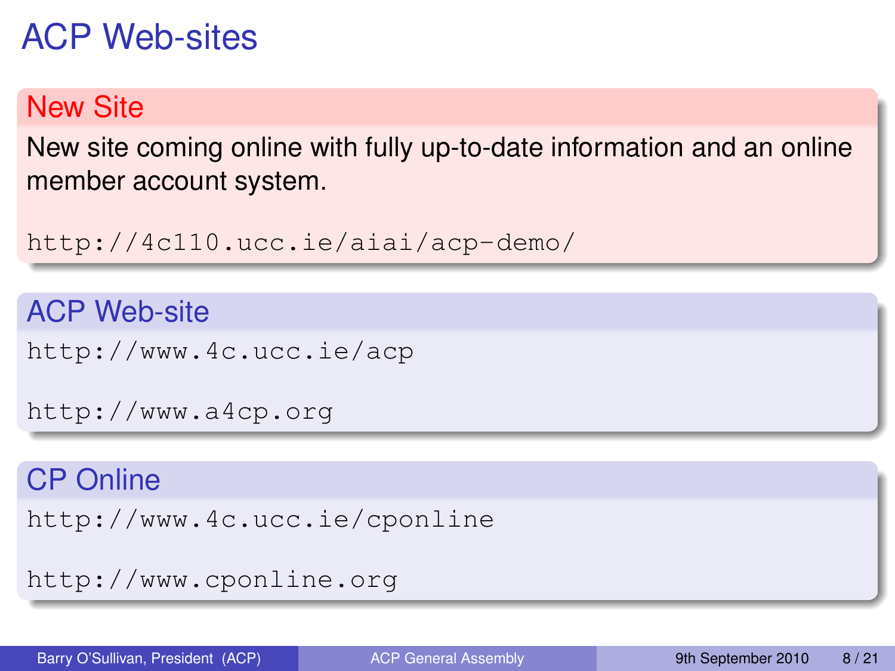# ACP Web-sites

## New Site

New site coming online with fully up-to-date information and an online member account system.

`http://4c110.ucc.ie/aiai/acp-demo/`

## ACP Web-site

`http://www.4c.ucc.ie/acp`

`http://www.a4cp.org`

## CP Online

`http://www.4c.ucc.ie/cponline`

`http://www.cponline.org`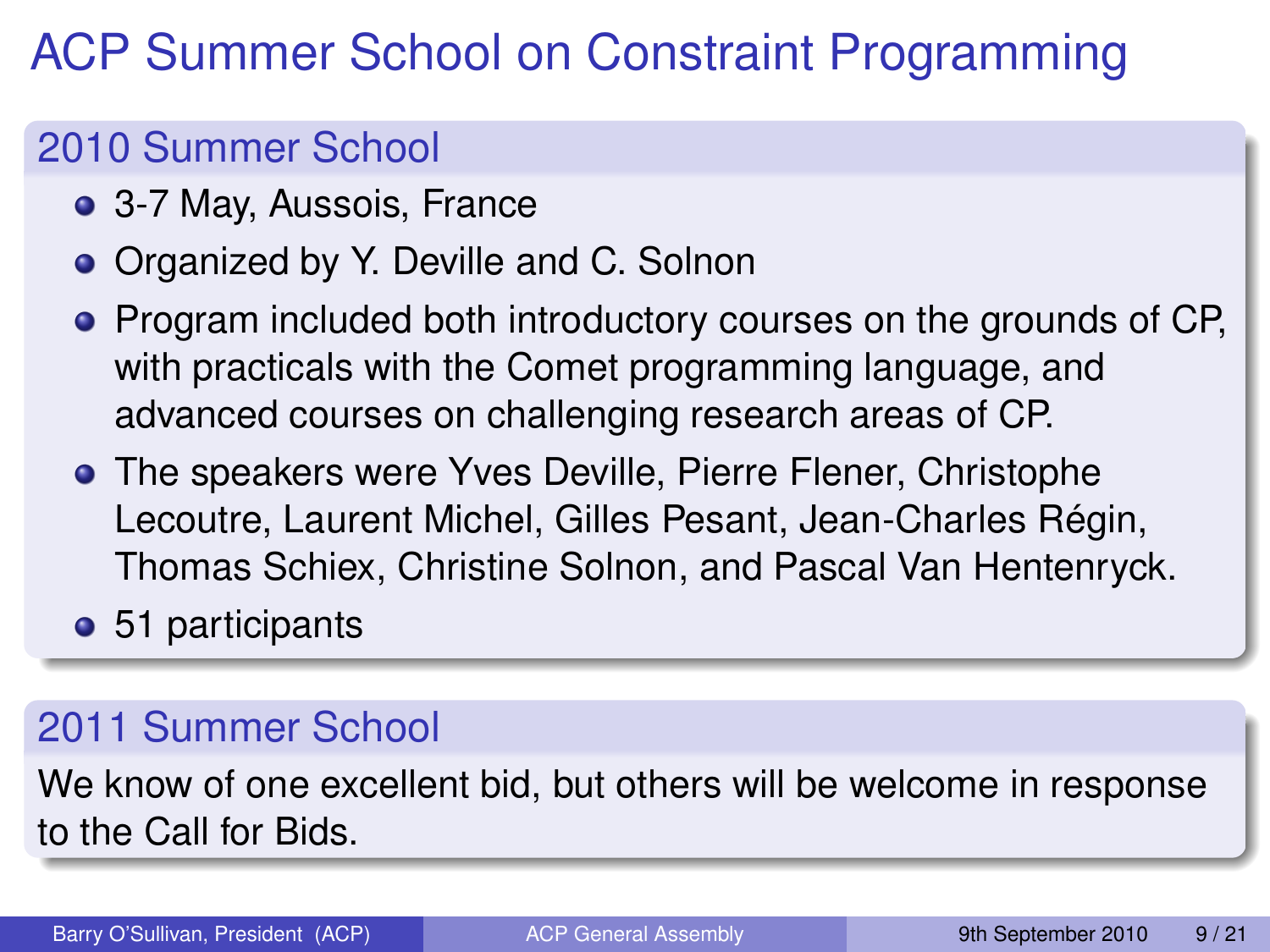# ACP Summer School on Constraint Programming

## 2010 Summer School

- 3-7 May, Aussois, France
- Organized by Y. Deville and C. Solnon
- Program included both introductory courses on the grounds of CP, with practicals with the Comet programming language, and advanced courses on challenging research areas of CP.
- The speakers were Yves Deville, Pierre Flener, Christophe Lecoutre, Laurent Michel, Gilles Pesant, Jean-Charles Régin, Thomas Schiex, Christine Solnon, and Pascal Van Hentenryck.
- 51 participants

## 2011 Summer School

We know of one excellent bid, but others will be welcome in response to the Call for Bids.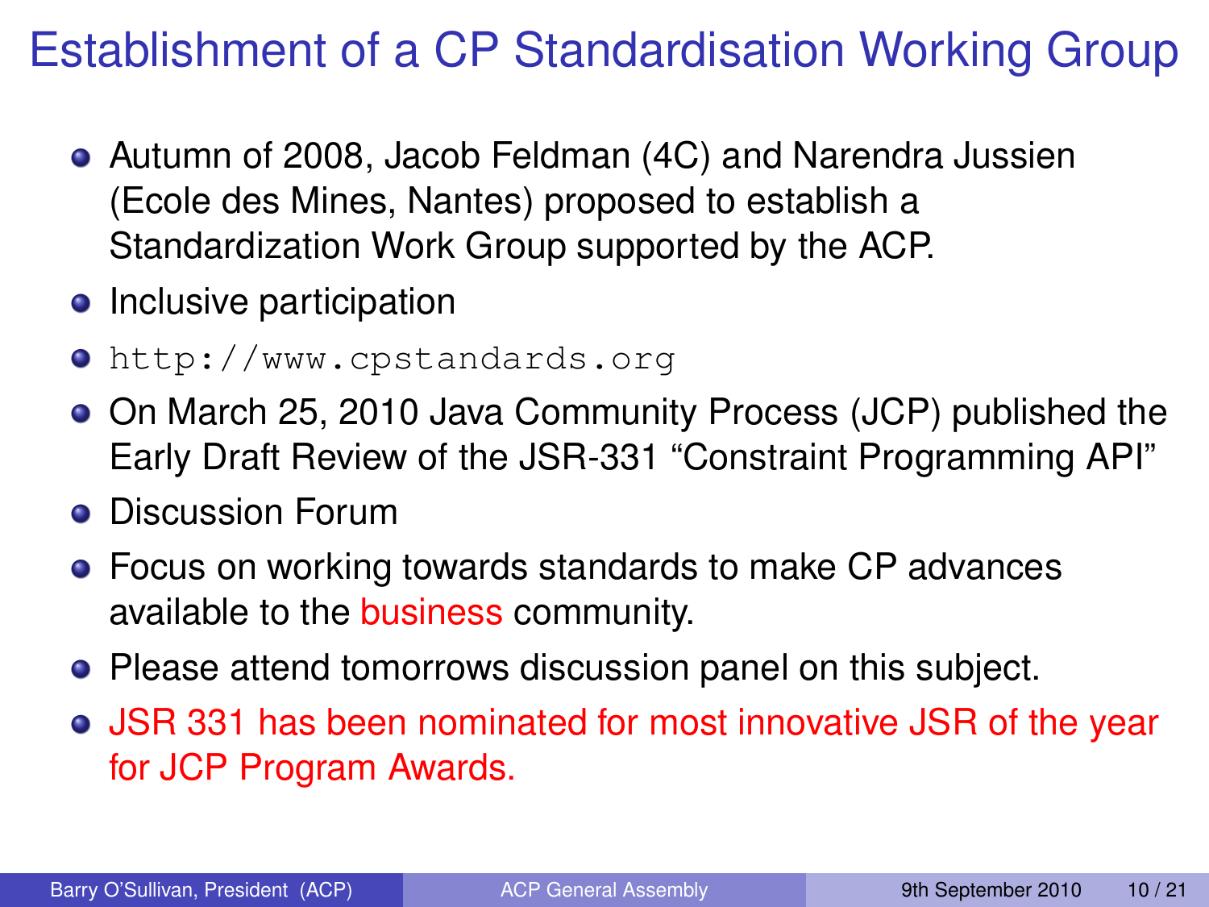# Establishment of a CP Standardisation Working Group

- Autumn of 2008, Jacob Feldman (4C) and Narendra Jussien (Ecole des Mines, Nantes) proposed to establish a Standardization Work Group supported by the ACP.
- Inclusive participation
- `http://www.cpstandards.org`
- On March 25, 2010 Java Community Process (JCP) published the Early Draft Review of the JSR-331 "Constraint Programming API"
- Discussion Forum
- Focus on working towards standards to make CP advances available to the business community.
- Please attend tomorrows discussion panel on this subject.
- JSR 331 has been nominated for most innovative JSR of the year for JCP Program Awards.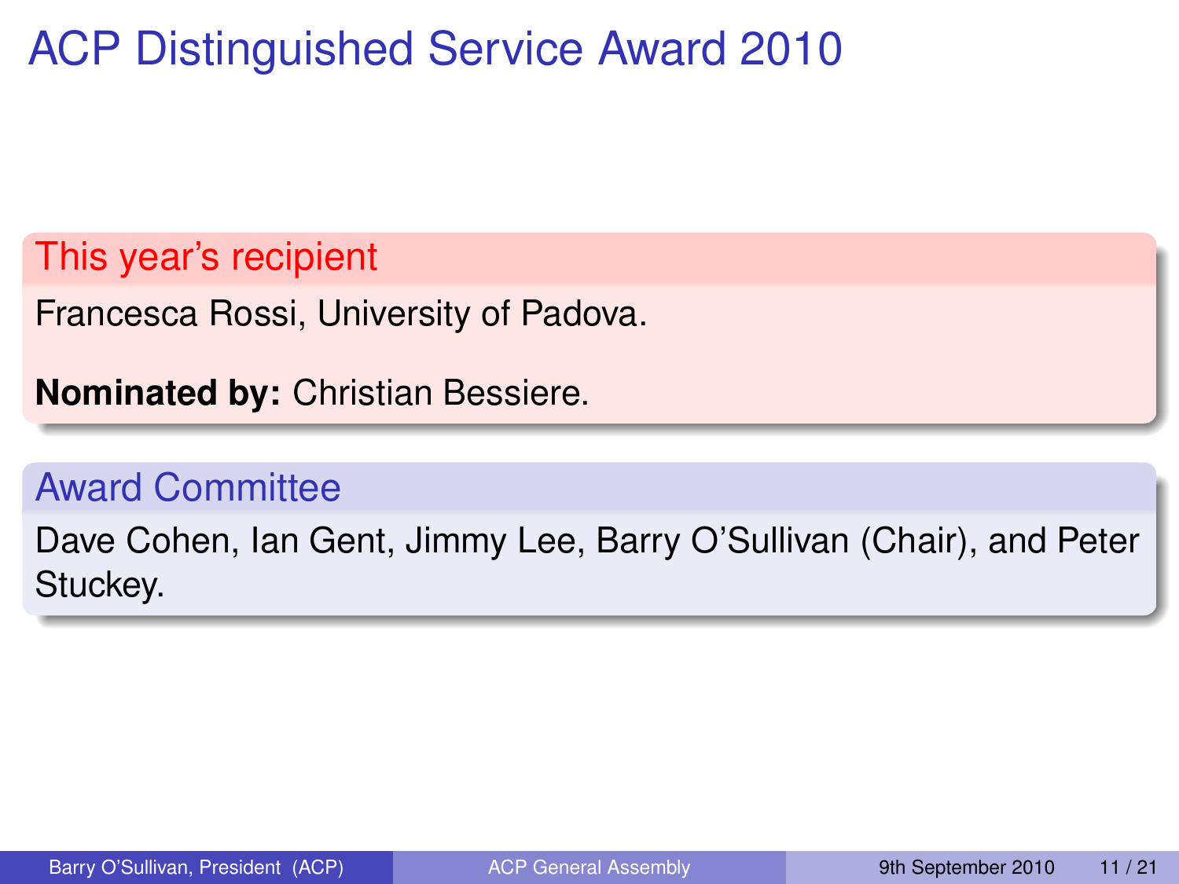# ACP Distinguished Service Award 2010

### This year's recipient

Francesca Rossi, University of Padova.

**Nominated by:** Christian Bessiere.

### Award Committee

Dave Cohen, Ian Gent, Jimmy Lee, Barry O'Sullivan (Chair), and Peter Stuckey.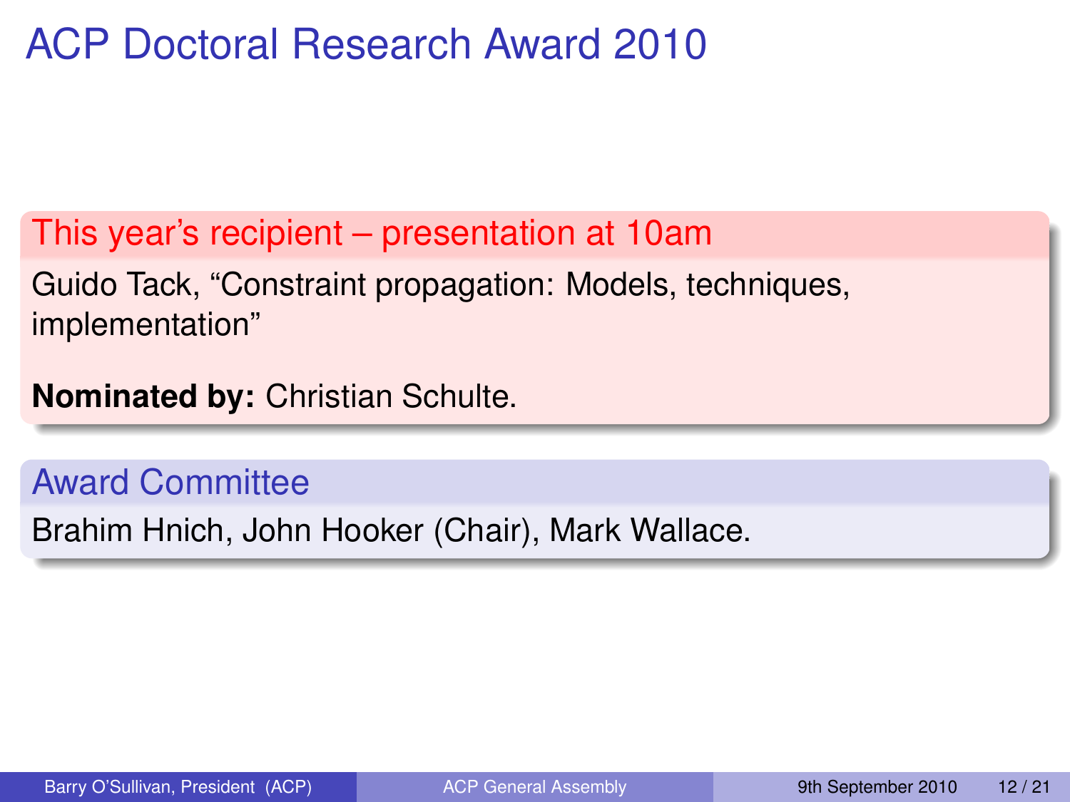# ACP Doctoral Research Award 2010

## This year's recipient – presentation at 10am

Guido Tack, "Constraint propagation: Models, techniques, implementation"

**Nominated by:** Christian Schulte.

## Award Committee

Brahim Hnich, John Hooker (Chair), Mark Wallace.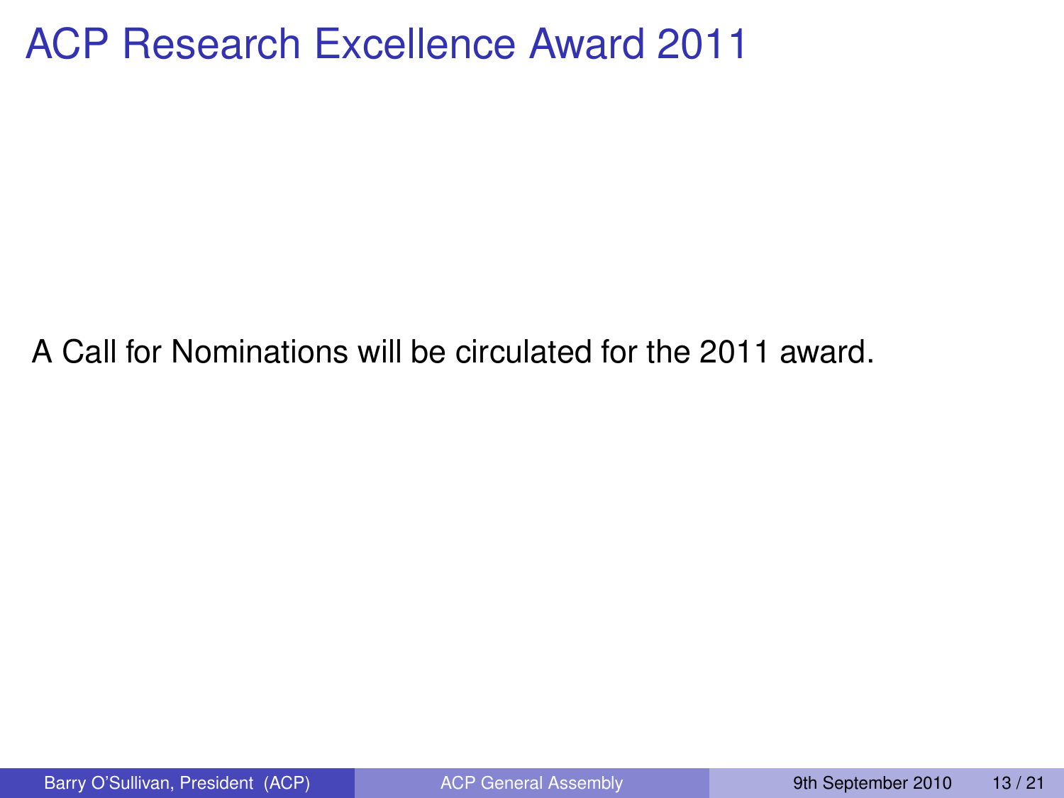# ACP Research Excellence Award 2011

A Call for Nominations will be circulated for the 2011 award.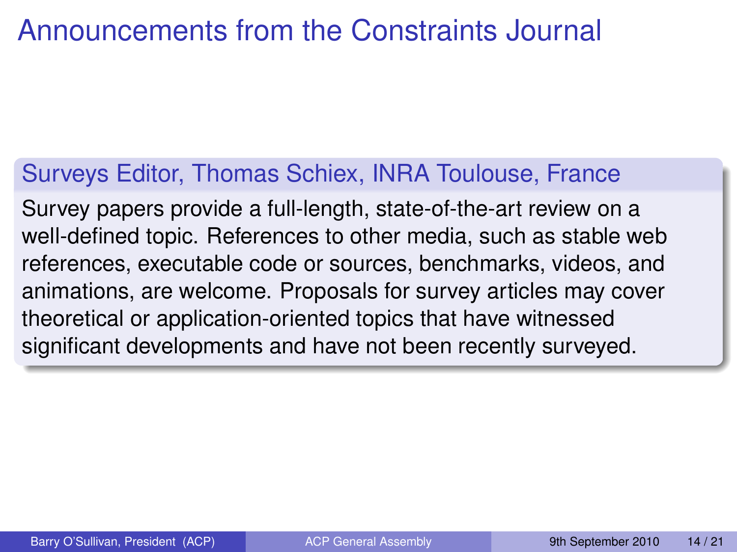# Announcements from the Constraints Journal

## Surveys Editor, Thomas Schiex, INRA Toulouse, France

Survey papers provide a full-length, state-of-the-art review on a well-defined topic. References to other media, such as stable web references, executable code or sources, benchmarks, videos, and animations, are welcome. Proposals for survey articles may cover theoretical or application-oriented topics that have witnessed significant developments and have not been recently surveyed.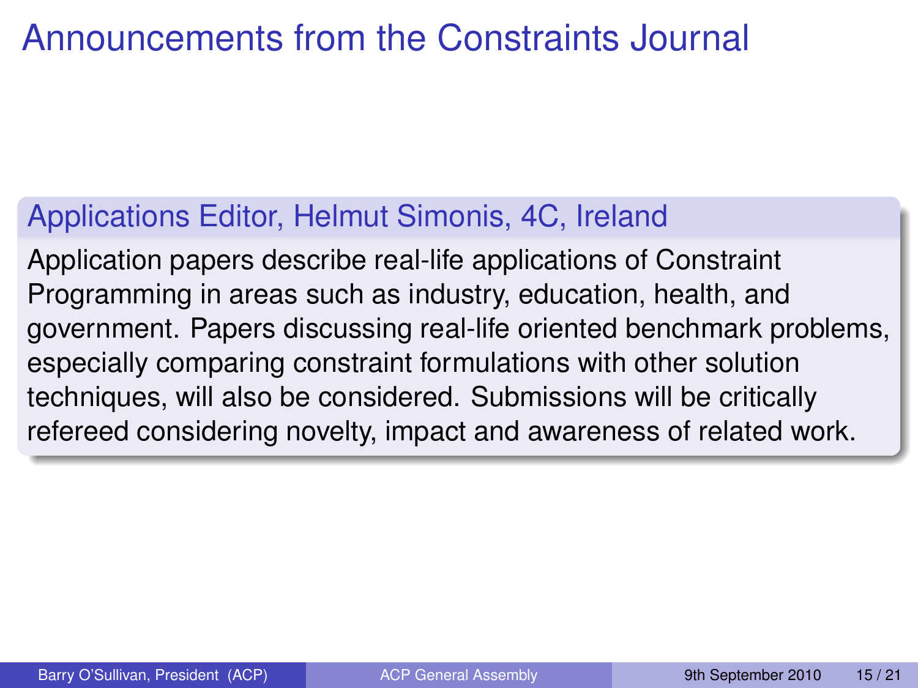# Announcements from the Constraints Journal

## Applications Editor, Helmut Simonis, 4C, Ireland

Application papers describe real-life applications of Constraint Programming in areas such as industry, education, health, and government. Papers discussing real-life oriented benchmark problems, especially comparing constraint formulations with other solution techniques, will also be considered. Submissions will be critically refereed considering novelty, impact and awareness of related work.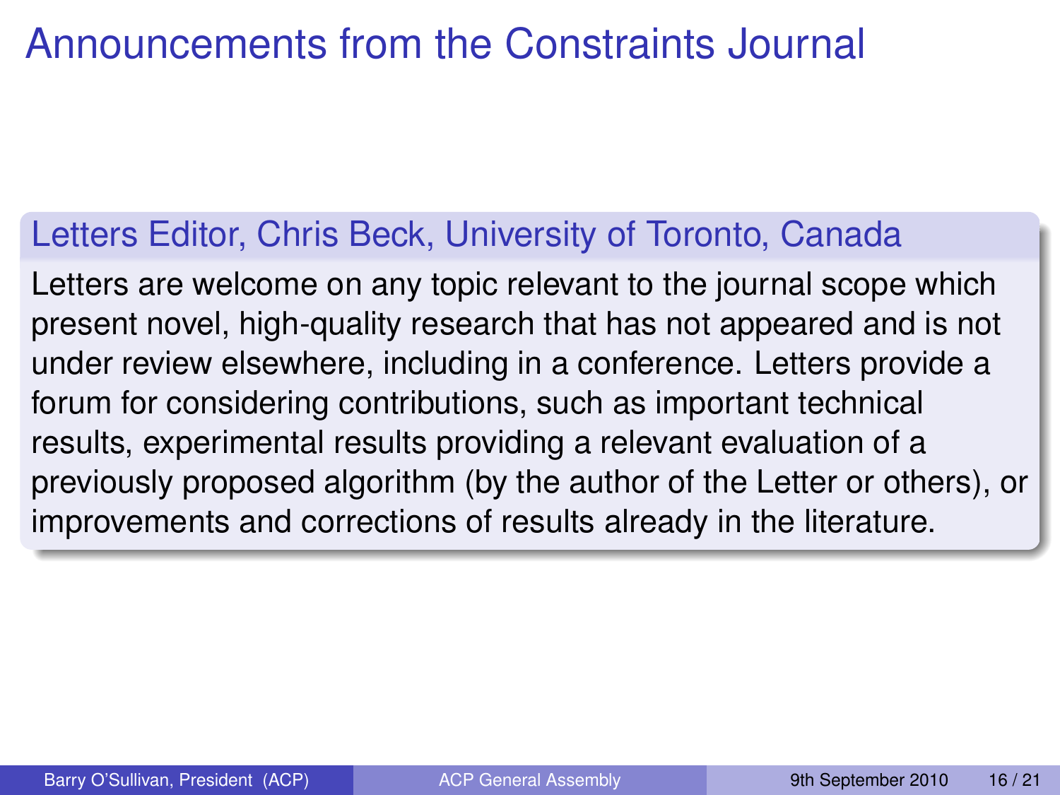# Announcements from the Constraints Journal

## Letters Editor, Chris Beck, University of Toronto, Canada

Letters are welcome on any topic relevant to the journal scope which present novel, high-quality research that has not appeared and is not under review elsewhere, including in a conference. Letters provide a forum for considering contributions, such as important technical results, experimental results providing a relevant evaluation of a previously proposed algorithm (by the author of the Letter or others), or improvements and corrections of results already in the literature.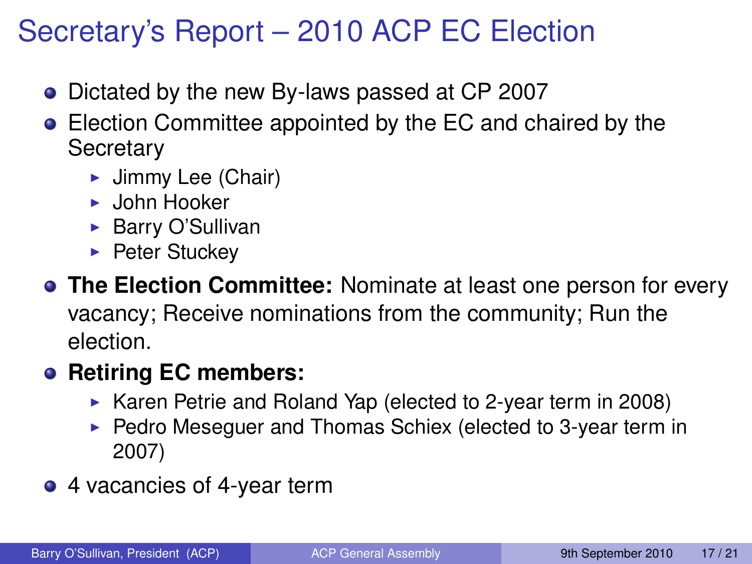# Secretary's Report – 2010 ACP EC Election

- Dictated by the new By-laws passed at CP 2007
- Election Committee appointed by the EC and chaired by the Secretary
  - Jimmy Lee (Chair)
  - John Hooker
  - Barry O'Sullivan
  - Peter Stuckey
- **The Election Committee:** Nominate at least one person for every vacancy; Receive nominations from the community; Run the election.
- **Retiring EC members:**
  - Karen Petrie and Roland Yap (elected to 2-year term in 2008)
  - Pedro Meseguer and Thomas Schiex (elected to 3-year term in 2007)
- 4 vacancies of 4-year term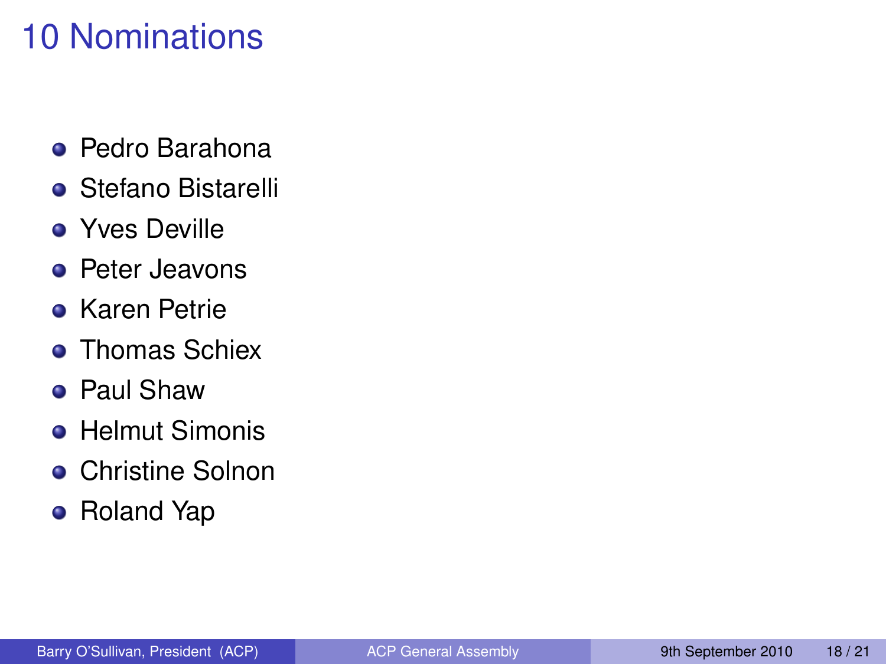# 10 Nominations

- Pedro Barahona
- Stefano Bistarelli
- Yves Deville
- Peter Jeavons
- Karen Petrie
- Thomas Schiex
- Paul Shaw
- Helmut Simonis
- Christine Solnon
- Roland Yap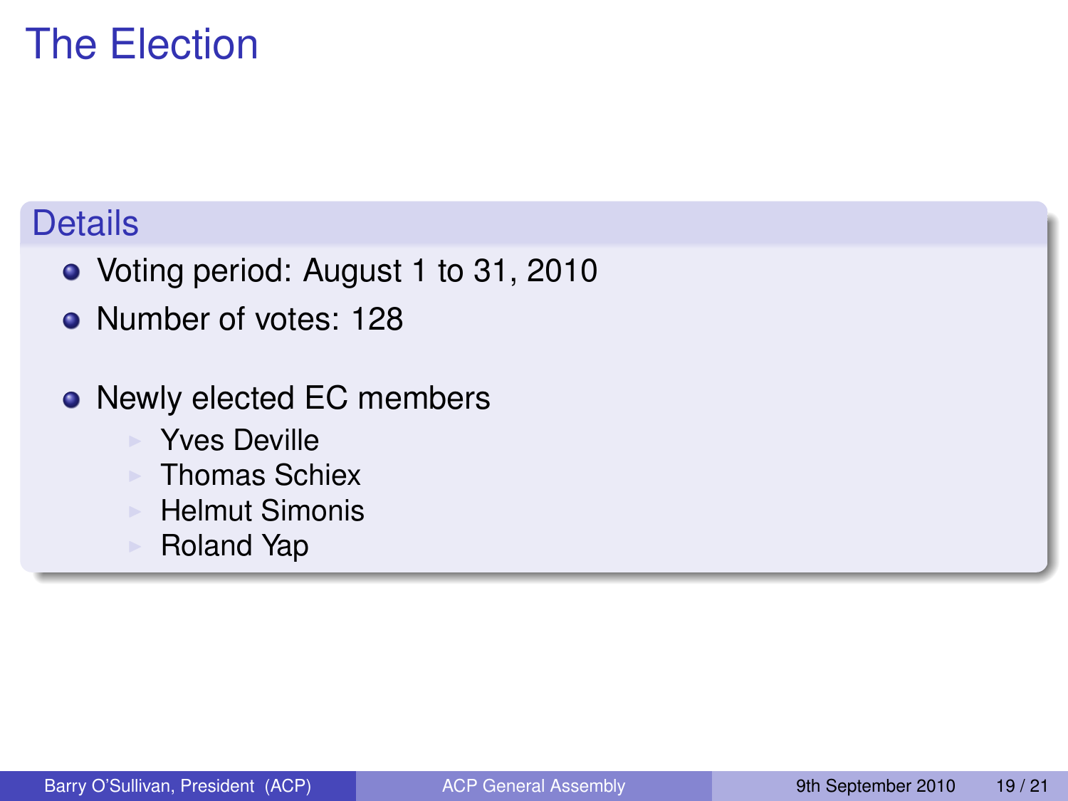# The Election

## Details

- Voting period: August 1 to 31, 2010
- Number of votes: 128

- Newly elected EC members
  - Yves Deville
  - Thomas Schiex
  - Helmut Simonis
  - Roland Yap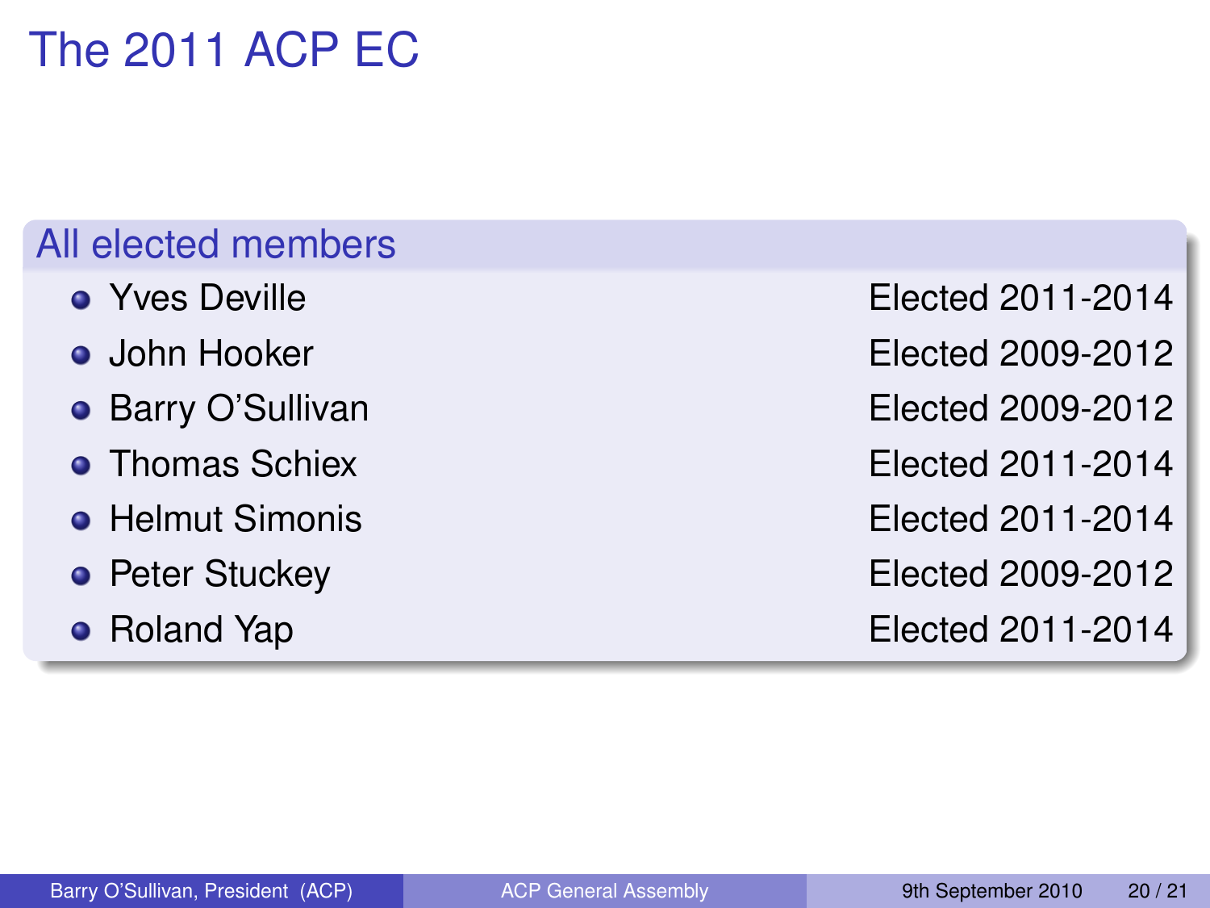# The 2011 ACP EC

## All elected members

- Yves Deville — Elected 2011-2014
- John Hooker — Elected 2009-2012
- Barry O'Sullivan — Elected 2009-2012
- Thomas Schiex — Elected 2011-2014
- Helmut Simonis — Elected 2011-2014
- Peter Stuckey — Elected 2009-2012
- Roland Yap — Elected 2011-2014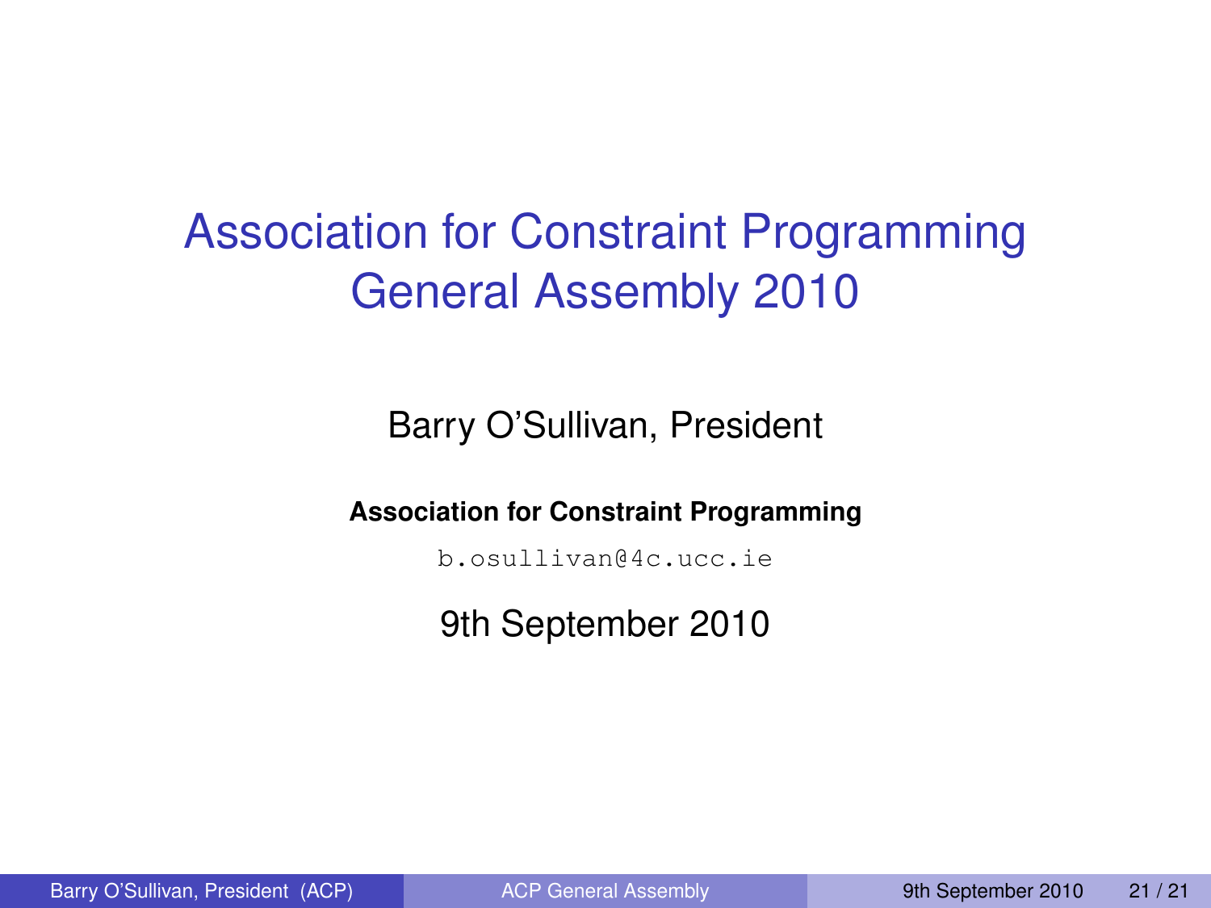# Association for Constraint Programming General Assembly 2010

Barry O'Sullivan, President

**Association for Constraint Programming**

b.osullivan@4c.ucc.ie

9th September 2010